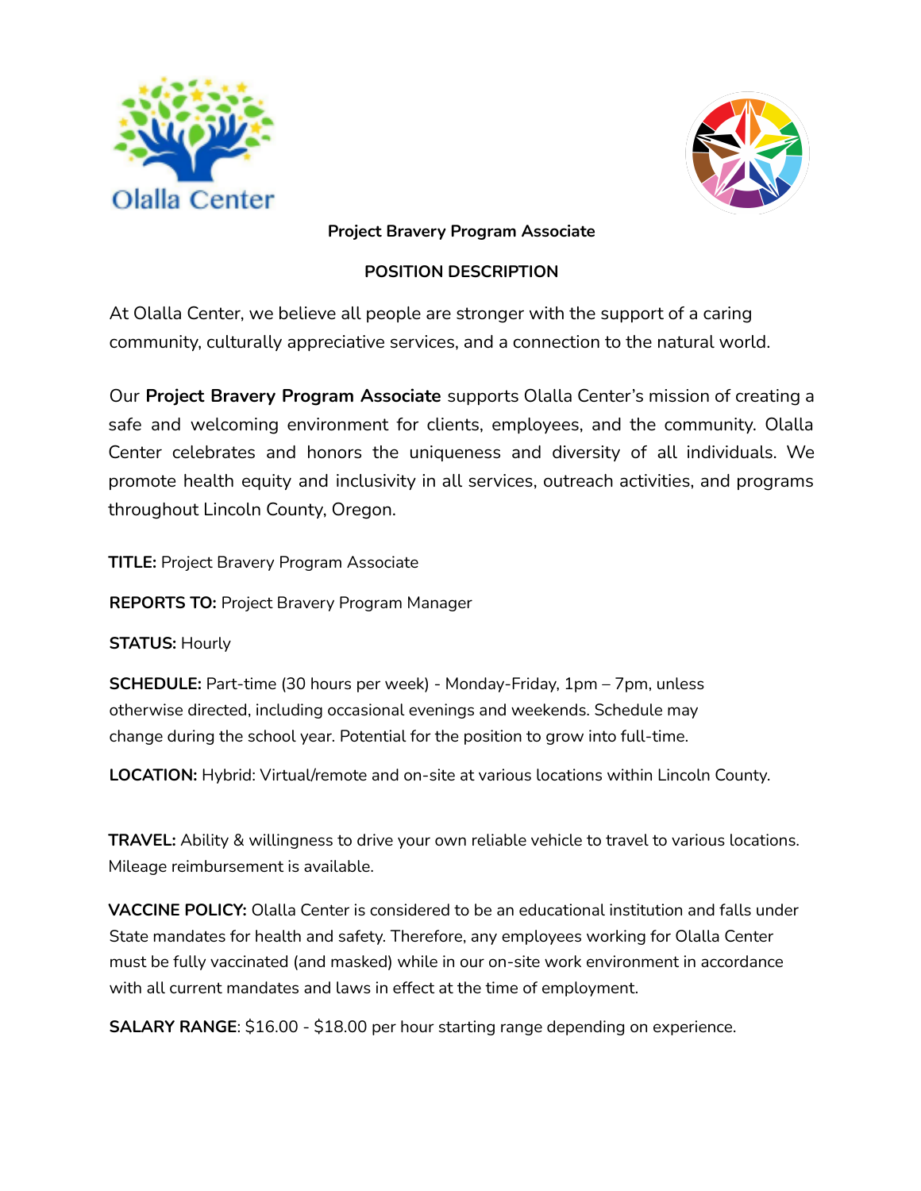**Project Bravery Program Associate**

**POSITION DESCRIPTION**

At Olalla Center, we believe all people are stronger with the support of a caring community, culturally appreciative services, and a connection to the natural world.

Our **Project Bravery Program Associate** supports Olalla Center's mission of creating a safe and welcoming environment for clients, employees, and the community. Olalla Center celebrates and honors the uniqueness and diversity of all individuals. We promote health equity and inclusivity in all services, outreach activities, and programs throughout Lincoln County, Oregon.

**TITLE:** Project Bravery Program Associate

**REPORTS TO:** Project Bravery Program Manager

**STATUS:** Hourly

**SCHEDULE:** Part-time (30 hours per week) - Monday-Friday, 1pm – 7pm, unless otherwise directed, including occasional evenings and weekends. Schedule may change during the school year. Potential for the position to grow into full-time.

**LOCATION:** Hybrid: Virtual/remote and on-site at various locations within Lincoln County.

**TRAVEL:** Ability & willingness to drive your own reliable vehicle to travel to various locations. Mileage reimbursement is available.

**VACCINE POLICY:** Olalla Center is considered to be an educational institution and falls under State mandates for health and safety. Therefore, any employees working for Olalla Center must be fully vaccinated (and masked) while in our on-site work environment in accordance with all current mandates and laws in effect at the time of employment.

**SALARY RANGE**: $16.00 - $18.00 per hour starting range depending on experience.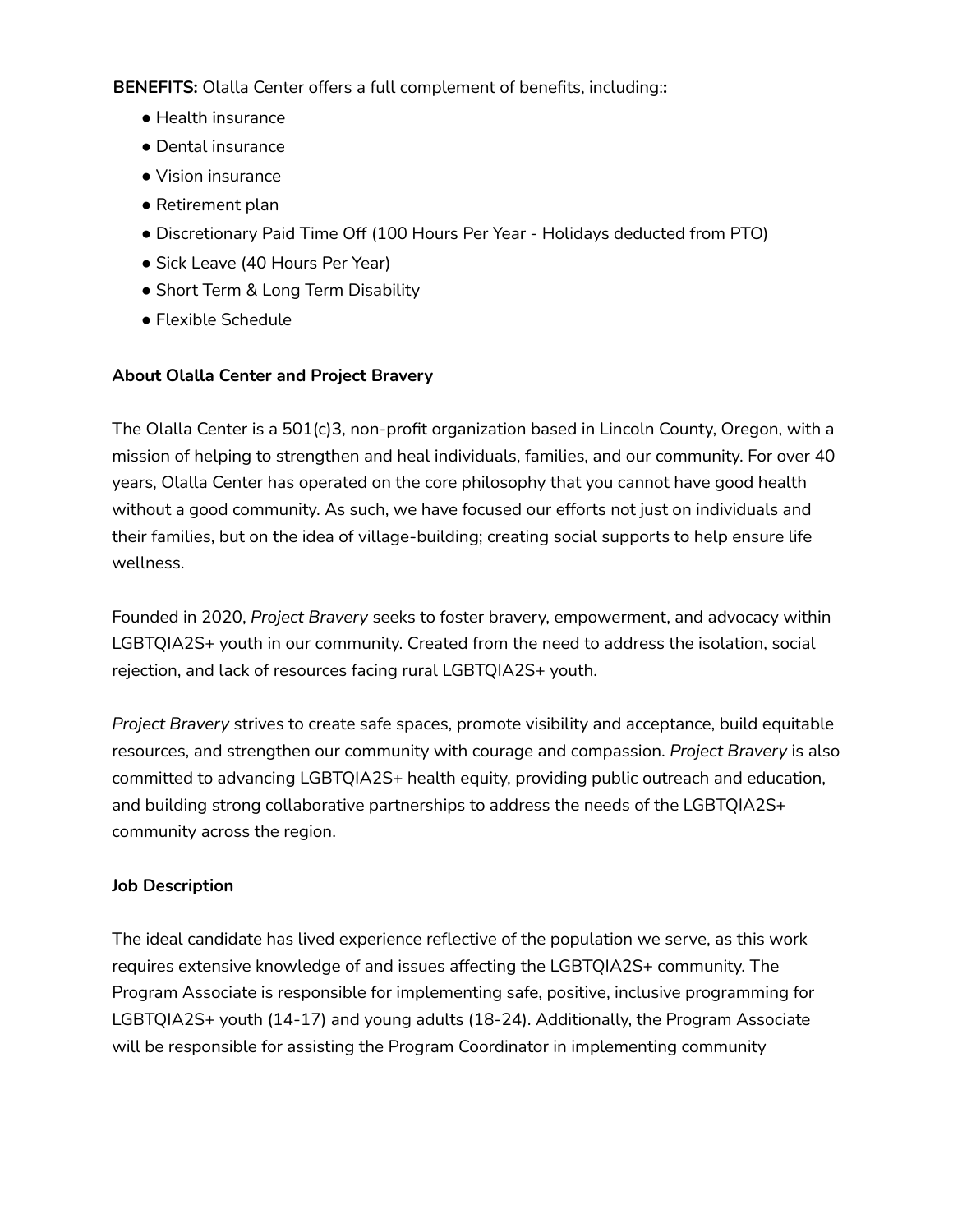**BENEFITS:** Olalla Center offers a full complement of benefits, including::

- Health insurance
- Dental insurance
- Vision insurance
- Retirement plan
- Discretionary Paid Time Off (100 Hours Per Year - Holidays deducted from PTO)
- Sick Leave (40 Hours Per Year)
- Short Term & Long Term Disability
- Flexible Schedule

**About Olalla Center and Project Bravery**

The Olalla Center is a 501(c)3, non-profit organization based in Lincoln County, Oregon, with a mission of helping to strengthen and heal individuals, families, and our community. For over 40 years, Olalla Center has operated on the core philosophy that you cannot have good health without a good community. As such, we have focused our efforts not just on individuals and their families, but on the idea of village-building; creating social supports to help ensure life wellness.

Founded in 2020, *Project Bravery* seeks to foster bravery, empowerment, and advocacy within LGBTQIA2S+ youth in our community. Created from the need to address the isolation, social rejection, and lack of resources facing rural LGBTQIA2S+ youth.

*Project Bravery* strives to create safe spaces, promote visibility and acceptance, build equitable resources, and strengthen our community with courage and compassion. *Project Bravery* is also committed to advancing LGBTQIA2S+ health equity, providing public outreach and education, and building strong collaborative partnerships to address the needs of the LGBTQIA2S+ community across the region.

**Job Description**

The ideal candidate has lived experience reflective of the population we serve, as this work requires extensive knowledge of and issues affecting the LGBTQIA2S+ community. The Program Associate is responsible for implementing safe, positive, inclusive programming for LGBTQIA2S+ youth (14-17) and young adults (18-24). Additionally, the Program Associate will be responsible for assisting the Program Coordinator in implementing community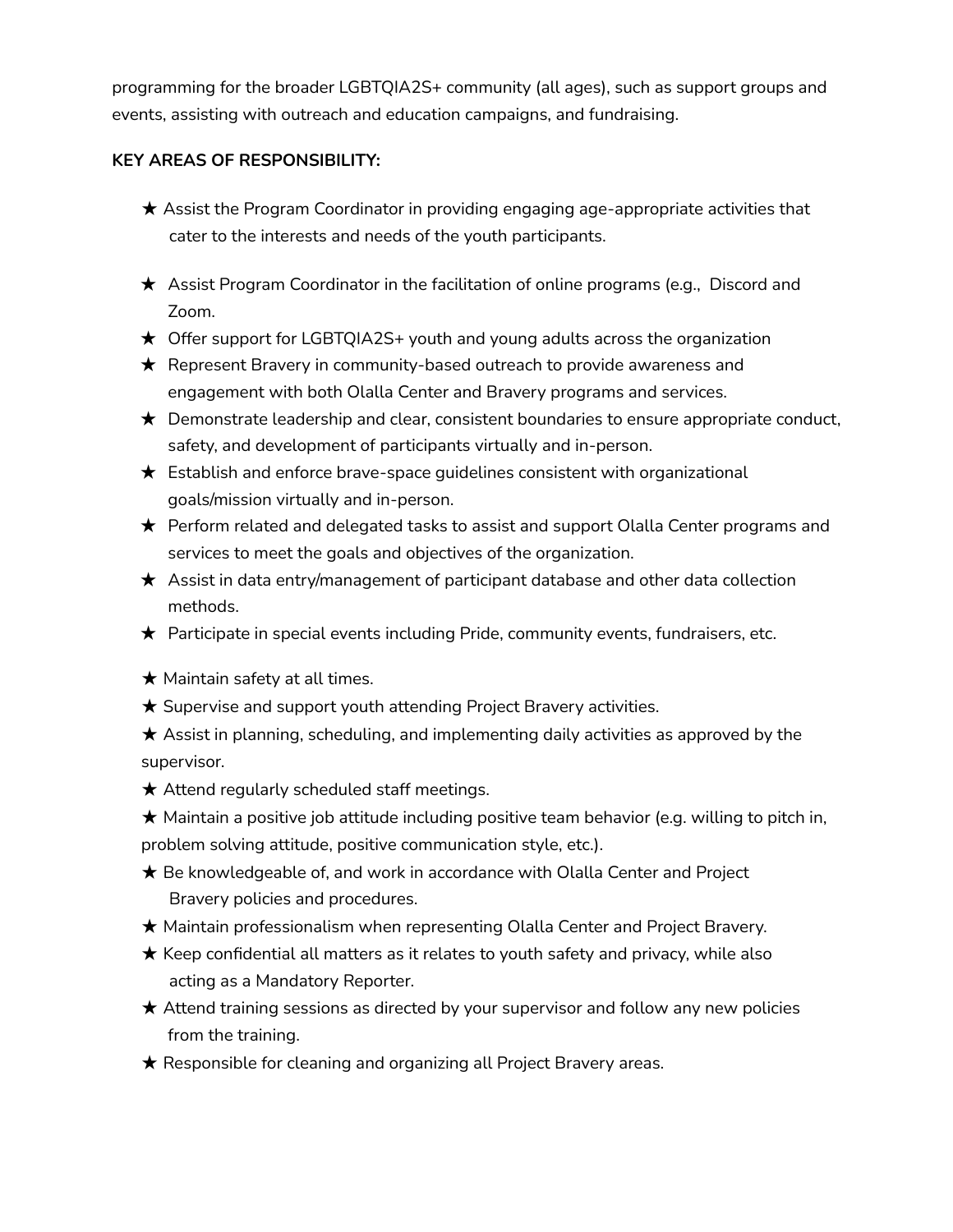programming for the broader LGBTQIA2S+ community (all ages), such as support groups and events, assisting with outreach and education campaigns, and fundraising.

**KEY AREAS OF RESPONSIBILITY:**

- ★ Assist the Program Coordinator in providing engaging age-appropriate activities that cater to the interests and needs of the youth participants.
- ★ Assist Program Coordinator in the facilitation of online programs (e.g., Discord and Zoom.
- ★ Offer support for LGBTQIA2S+ youth and young adults across the organization
- ★ Represent Bravery in community-based outreach to provide awareness and engagement with both Olalla Center and Bravery programs and services.
- ★ Demonstrate leadership and clear, consistent boundaries to ensure appropriate conduct, safety, and development of participants virtually and in-person.
- ★ Establish and enforce brave-space guidelines consistent with organizational goals/mission virtually and in-person.
- ★ Perform related and delegated tasks to assist and support Olalla Center programs and services to meet the goals and objectives of the organization.
- ★ Assist in data entry/management of participant database and other data collection methods.
- ★ Participate in special events including Pride, community events, fundraisers, etc.
- ★ Maintain safety at all times.
- ★ Supervise and support youth attending Project Bravery activities.
- ★ Assist in planning, scheduling, and implementing daily activities as approved by the supervisor.
- ★ Attend regularly scheduled staff meetings.
- ★ Maintain a positive job attitude including positive team behavior (e.g. willing to pitch in, problem solving attitude, positive communication style, etc.).
- ★ Be knowledgeable of, and work in accordance with Olalla Center and Project Bravery policies and procedures.
- ★ Maintain professionalism when representing Olalla Center and Project Bravery.
- ★ Keep confidential all matters as it relates to youth safety and privacy, while also acting as a Mandatory Reporter.
- ★ Attend training sessions as directed by your supervisor and follow any new policies from the training.
- ★ Responsible for cleaning and organizing all Project Bravery areas.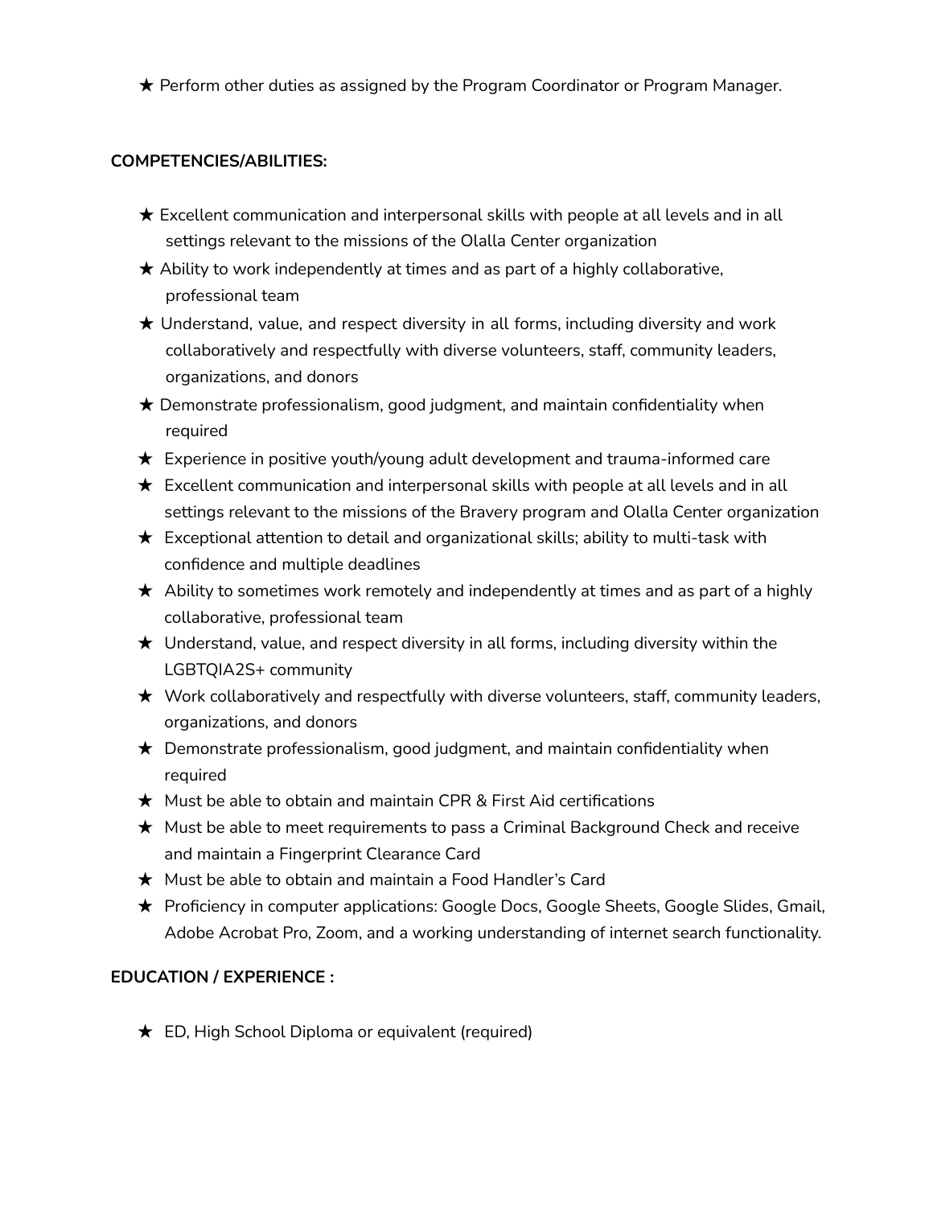- ★ Perform other duties as assigned by the Program Coordinator or Program Manager.

**COMPETENCIES/ABILITIES:**

- ★ Excellent communication and interpersonal skills with people at all levels and in all settings relevant to the missions of the Olalla Center organization
- ★ Ability to work independently at times and as part of a highly collaborative, professional team
- ★ Understand, value, and respect diversity in all forms, including diversity and work collaboratively and respectfully with diverse volunteers, staff, community leaders, organizations, and donors
- ★ Demonstrate professionalism, good judgment, and maintain confidentiality when required
- ★ Experience in positive youth/young adult development and trauma-informed care
- ★ Excellent communication and interpersonal skills with people at all levels and in all settings relevant to the missions of the Bravery program and Olalla Center organization
- ★ Exceptional attention to detail and organizational skills; ability to multi-task with confidence and multiple deadlines
- ★ Ability to sometimes work remotely and independently at times and as part of a highly collaborative, professional team
- ★ Understand, value, and respect diversity in all forms, including diversity within the LGBTQIA2S+ community
- ★ Work collaboratively and respectfully with diverse volunteers, staff, community leaders, organizations, and donors
- ★ Demonstrate professionalism, good judgment, and maintain confidentiality when required
- ★ Must be able to obtain and maintain CPR & First Aid certifications
- ★ Must be able to meet requirements to pass a Criminal Background Check and receive and maintain a Fingerprint Clearance Card
- ★ Must be able to obtain and maintain a Food Handler's Card
- ★ Proficiency in computer applications: Google Docs, Google Sheets, Google Slides, Gmail, Adobe Acrobat Pro, Zoom, and a working understanding of internet search functionality.

**EDUCATION / EXPERIENCE :**

- ★ ED, High School Diploma or equivalent (required)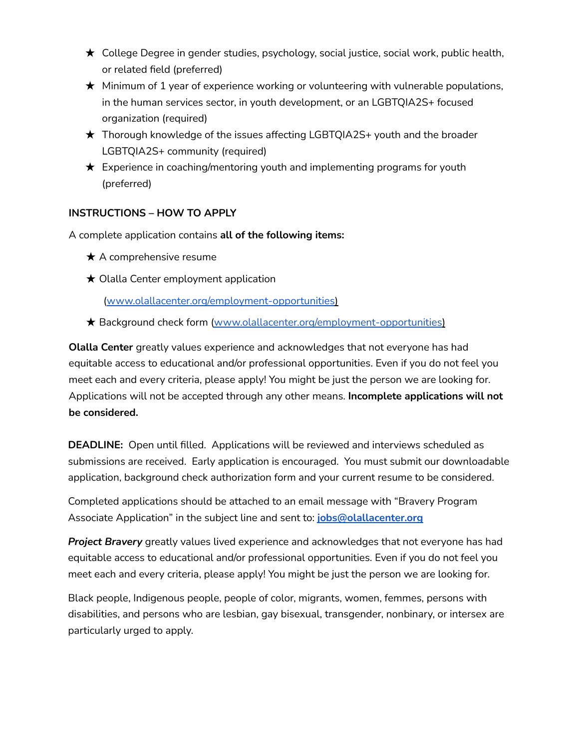- ★ College Degree in gender studies, psychology, social justice, social work, public health, or related field (preferred)
- ★ Minimum of 1 year of experience working or volunteering with vulnerable populations, in the human services sector, in youth development, or an LGBTQIA2S+ focused organization (required)
- ★ Thorough knowledge of the issues affecting LGBTQIA2S+ youth and the broader LGBTQIA2S+ community (required)
- ★ Experience in coaching/mentoring youth and implementing programs for youth (preferred)

**INSTRUCTIONS – HOW TO APPLY**

A complete application contains **all of the following items:**

- ★ A comprehensive resume
- ★ Olalla Center employment application (www.olallacenter.org/employment-opportunities)
- ★ Background check form (www.olallacenter.org/employment-opportunities)

**Olalla Center** greatly values experience and acknowledges that not everyone has had equitable access to educational and/or professional opportunities. Even if you do not feel you meet each and every criteria, please apply! You might be just the person we are looking for. Applications will not be accepted through any other means. **Incomplete applications will not be considered.**

**DEADLINE:** Open until filled. Applications will be reviewed and interviews scheduled as submissions are received. Early application is encouraged. You must submit our downloadable application, background check authorization form and your current resume to be considered.

Completed applications should be attached to an email message with "Bravery Program Associate Application" in the subject line and sent to: **jobs@olallacenter.org**

***Project Bravery*** greatly values lived experience and acknowledges that not everyone has had equitable access to educational and/or professional opportunities. Even if you do not feel you meet each and every criteria, please apply! You might be just the person we are looking for.

Black people, Indigenous people, people of color, migrants, women, femmes, persons with disabilities, and persons who are lesbian, gay bisexual, transgender, nonbinary, or intersex are particularly urged to apply.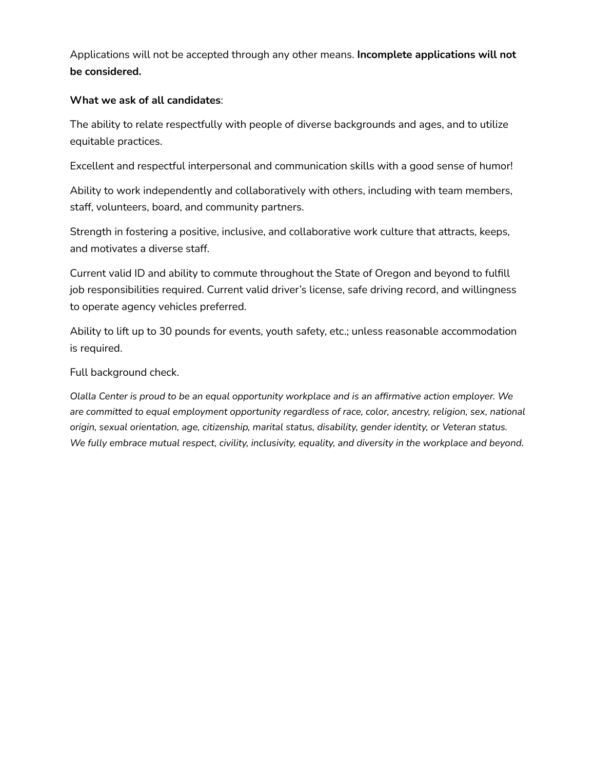Applications will not be accepted through any other means. **Incomplete applications will not be considered.**

**What we ask of all candidates**:

The ability to relate respectfully with people of diverse backgrounds and ages, and to utilize equitable practices.

Excellent and respectful interpersonal and communication skills with a good sense of humor!

Ability to work independently and collaboratively with others, including with team members, staff, volunteers, board, and community partners.

Strength in fostering a positive, inclusive, and collaborative work culture that attracts, keeps, and motivates a diverse staff.

Current valid ID and ability to commute throughout the State of Oregon and beyond to fulfill job responsibilities required. Current valid driver's license, safe driving record, and willingness to operate agency vehicles preferred.

Ability to lift up to 30 pounds for events, youth safety, etc.; unless reasonable accommodation is required.

Full background check.

*Olalla Center is proud to be an equal opportunity workplace and is an affirmative action employer. We are committed to equal employment opportunity regardless of race, color, ancestry, religion, sex, national origin, sexual orientation, age, citizenship, marital status, disability, gender identity, or Veteran status. We fully embrace mutual respect, civility, inclusivity, equality, and diversity in the workplace and beyond.*